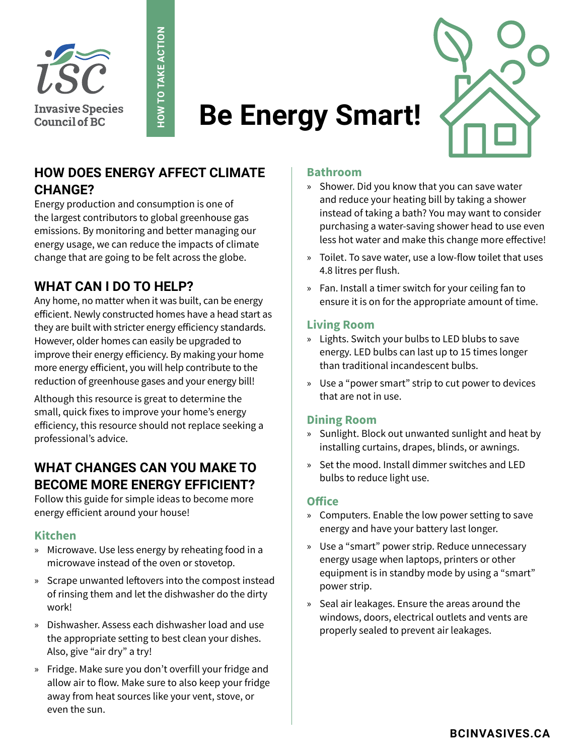Invasive Species Council of BC

HOW TO TAKE ACTION

# Be Energy Smart!

## HOW DOES ENERGY AFFECT CLIMATE CHANGE?

Energy production and consumption is one of the largest contributors to global greenhouse gas emissions. By monitoring and better managing our energy usage, we can reduce the impacts of climate change that are going to be felt across the globe.

## WHAT CAN I DO TO HELP?

Any home, no matter when it was built, can be energy efficient. Newly constructed homes have a head start as they are built with stricter energy efficiency standards. However, older homes can easily be upgraded to improve their energy efficiency. By making your home more energy efficient, you will help contribute to the reduction of greenhouse gases and your energy bill!

Although this resource is great to determine the small, quick fixes to improve your home's energy efficiency, this resource should not replace seeking a professional's advice.

## WHAT CHANGES CAN YOU MAKE TO BECOME MORE ENERGY EFFICIENT?

Follow this guide for simple ideas to become more energy efficient around your house!

### Kitchen

- Microwave. Use less energy by reheating food in a microwave instead of the oven or stovetop.
- Scrape unwanted leftovers into the compost instead of rinsing them and let the dishwasher do the dirty work!
- Dishwasher. Assess each dishwasher load and use the appropriate setting to best clean your dishes. Also, give "air dry" a try!
- Fridge. Make sure you don't overfill your fridge and allow air to flow. Make sure to also keep your fridge away from heat sources like your vent, stove, or even the sun.

### Bathroom

- Shower. Did you know that you can save water and reduce your heating bill by taking a shower instead of taking a bath? You may want to consider purchasing a water-saving shower head to use even less hot water and make this change more effective!
- Toilet. To save water, use a low-flow toilet that uses 4.8 litres per flush.
- Fan. Install a timer switch for your ceiling fan to ensure it is on for the appropriate amount of time.

### Living Room

- Lights. Switch your bulbs to LED blubs to save energy. LED bulbs can last up to 15 times longer than traditional incandescent bulbs.
- Use a "power smart" strip to cut power to devices that are not in use.

### Dining Room

- Sunlight. Block out unwanted sunlight and heat by installing curtains, drapes, blinds, or awnings.
- Set the mood. Install dimmer switches and LED bulbs to reduce light use.

### Office

- Computers. Enable the low power setting to save energy and have your battery last longer.
- Use a "smart" power strip. Reduce unnecessary energy usage when laptops, printers or other equipment is in standby mode by using a "smart" power strip.
- Seal air leakages. Ensure the areas around the windows, doors, electrical outlets and vents are properly sealed to prevent air leakages.

BCINVASIVES.CA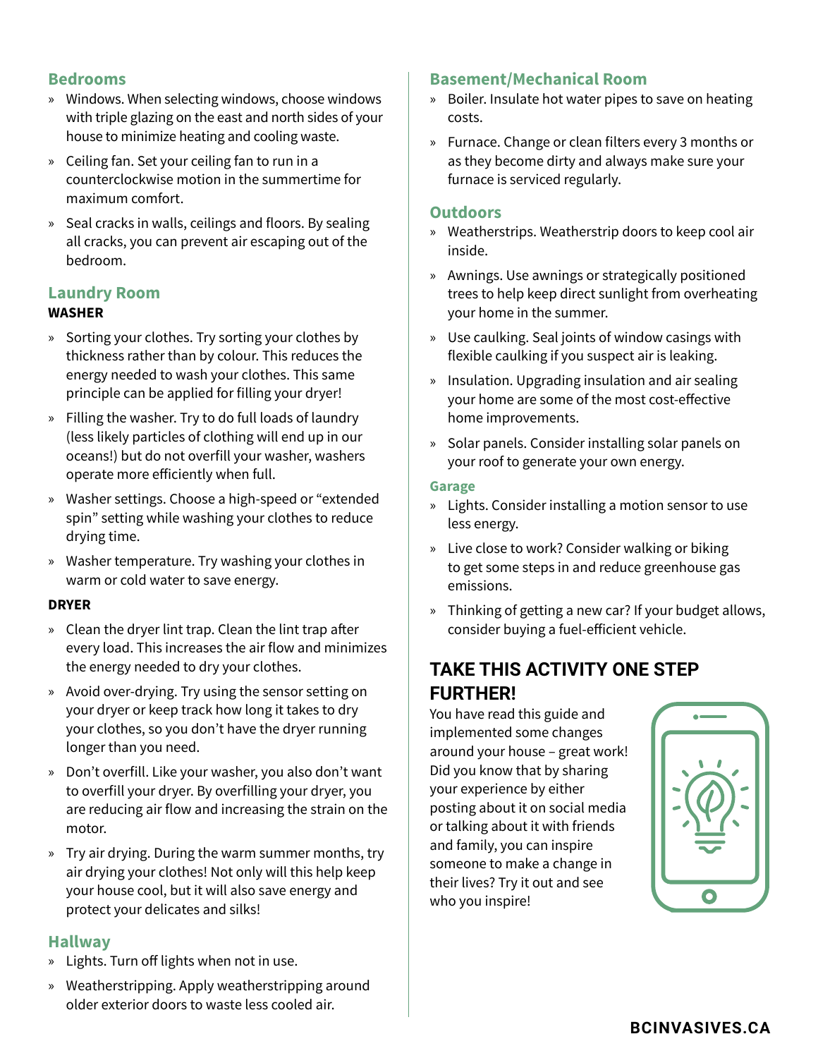## Bedrooms

- Windows. When selecting windows, choose windows with triple glazing on the east and north sides of your house to minimize heating and cooling waste.
- Ceiling fan. Set your ceiling fan to run in a counterclockwise motion in the summertime for maximum comfort.
- Seal cracks in walls, ceilings and floors. By sealing all cracks, you can prevent air escaping out of the bedroom.

## Laundry Room

**WASHER**

- Sorting your clothes. Try sorting your clothes by thickness rather than by colour. This reduces the energy needed to wash your clothes. This same principle can be applied for filling your dryer!
- Filling the washer. Try to do full loads of laundry (less likely particles of clothing will end up in our oceans!) but do not overfill your washer, washers operate more efficiently when full.
- Washer settings. Choose a high-speed or "extended spin" setting while washing your clothes to reduce drying time.
- Washer temperature. Try washing your clothes in warm or cold water to save energy.

**DRYER**

- Clean the dryer lint trap. Clean the lint trap after every load. This increases the air flow and minimizes the energy needed to dry your clothes.
- Avoid over-drying. Try using the sensor setting on your dryer or keep track how long it takes to dry your clothes, so you don't have the dryer running longer than you need.
- Don't overfill. Like your washer, you also don't want to overfill your dryer. By overfilling your dryer, you are reducing air flow and increasing the strain on the motor.
- Try air drying. During the warm summer months, try air drying your clothes! Not only will this help keep your house cool, but it will also save energy and protect your delicates and silks!

## Hallway

- Lights. Turn off lights when not in use.
- Weatherstripping. Apply weatherstripping around older exterior doors to waste less cooled air.

## Basement/Mechanical Room

- Boiler. Insulate hot water pipes to save on heating costs.
- Furnace. Change or clean filters every 3 months or as they become dirty and always make sure your furnace is serviced regularly.

## Outdoors

- Weatherstrips. Weatherstrip doors to keep cool air inside.
- Awnings. Use awnings or strategically positioned trees to help keep direct sunlight from overheating your home in the summer.
- Use caulking. Seal joints of window casings with flexible caulking if you suspect air is leaking.
- Insulation. Upgrading insulation and air sealing your home are some of the most cost-effective home improvements.
- Solar panels. Consider installing solar panels on your roof to generate your own energy.

### Garage

- Lights. Consider installing a motion sensor to use less energy.
- Live close to work? Consider walking or biking to get some steps in and reduce greenhouse gas emissions.
- Thinking of getting a new car? If your budget allows, consider buying a fuel-efficient vehicle.

## TAKE THIS ACTIVITY ONE STEP FURTHER!

You have read this guide and implemented some changes around your house – great work! Did you know that by sharing your experience by either posting about it on social media or talking about it with friends and family, you can inspire someone to make a change in their lives? Try it out and see who you inspire!

**BCINVASIVES.CA**